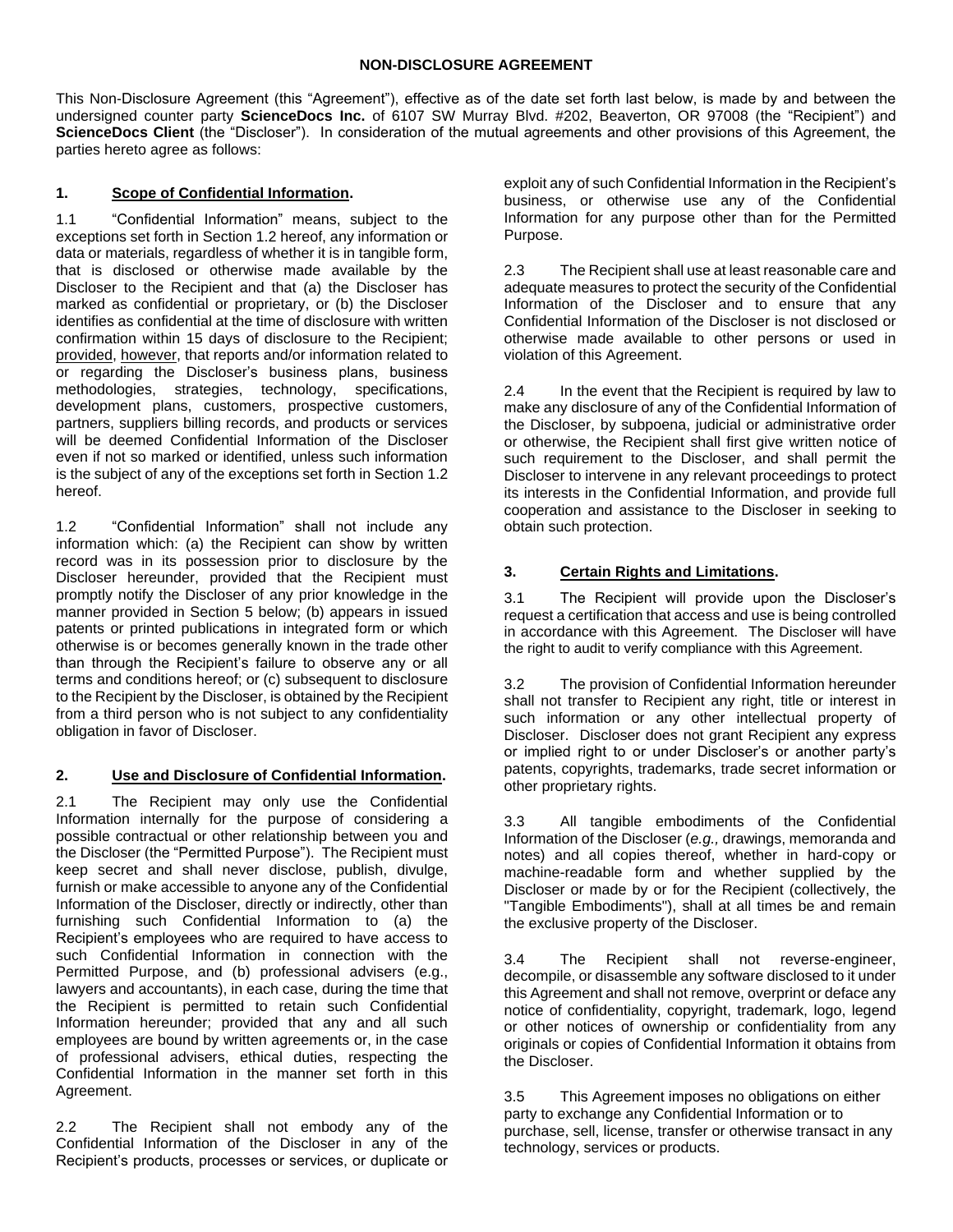# NON-DISCLOSURE AGREEMENT

This Non-Disclosure Agreement (this "Agreement"), effective as of the date set forth last below, is made by and between the undersigned counter party **ScienceDocs Inc.** of 6107 SW Murray Blvd. #202, Beaverton, OR 97008 (the "Recipient") and **ScienceDocs Client** (the "Discloser"). In consideration of the mutual agreements and other provisions of this Agreement, the parties hereto agree as follows:

## 1. Scope of Confidential Information.

1.1 "Confidential Information" means, subject to the exceptions set forth in Section 1.2 hereof, any information or data or materials, regardless of whether it is in tangible form, that is disclosed or otherwise made available by the Discloser to the Recipient and that (a) the Discloser has marked as confidential or proprietary, or (b) the Discloser identifies as confidential at the time of disclosure with written confirmation within 15 days of disclosure to the Recipient; provided, however, that reports and/or information related to or regarding the Discloser's business plans, business methodologies, strategies, technology, specifications, development plans, customers, prospective customers, partners, suppliers billing records, and products or services will be deemed Confidential Information of the Discloser even if not so marked or identified, unless such information is the subject of any of the exceptions set forth in Section 1.2 hereof.

1.2 "Confidential Information" shall not include any information which: (a) the Recipient can show by written record was in its possession prior to disclosure by the Discloser hereunder, provided that the Recipient must promptly notify the Discloser of any prior knowledge in the manner provided in Section 5 below; (b) appears in issued patents or printed publications in integrated form or which otherwise is or becomes generally known in the trade other than through the Recipient's failure to observe any or all terms and conditions hereof; or (c) subsequent to disclosure to the Recipient by the Discloser, is obtained by the Recipient from a third person who is not subject to any confidentiality obligation in favor of Discloser.

## 2. Use and Disclosure of Confidential Information.

2.1 The Recipient may only use the Confidential Information internally for the purpose of considering a possible contractual or other relationship between you and the Discloser (the "Permitted Purpose"). The Recipient must keep secret and shall never disclose, publish, divulge, furnish or make accessible to anyone any of the Confidential Information of the Discloser, directly or indirectly, other than furnishing such Confidential Information to (a) the Recipient's employees who are required to have access to such Confidential Information in connection with the Permitted Purpose, and (b) professional advisers (e.g., lawyers and accountants), in each case, during the time that the Recipient is permitted to retain such Confidential Information hereunder; provided that any and all such employees are bound by written agreements or, in the case of professional advisers, ethical duties, respecting the Confidential Information in the manner set forth in this Agreement.

2.2 The Recipient shall not embody any of the Confidential Information of the Discloser in any of the Recipient's products, processes or services, or duplicate or exploit any of such Confidential Information in the Recipient's business, or otherwise use any of the Confidential Information for any purpose other than for the Permitted Purpose.

2.3 The Recipient shall use at least reasonable care and adequate measures to protect the security of the Confidential Information of the Discloser and to ensure that any Confidential Information of the Discloser is not disclosed or otherwise made available to other persons or used in violation of this Agreement.

2.4 In the event that the Recipient is required by law to make any disclosure of any of the Confidential Information of the Discloser, by subpoena, judicial or administrative order or otherwise, the Recipient shall first give written notice of such requirement to the Discloser, and shall permit the Discloser to intervene in any relevant proceedings to protect its interests in the Confidential Information, and provide full cooperation and assistance to the Discloser in seeking to obtain such protection.

## 3. Certain Rights and Limitations.

3.1 The Recipient will provide upon the Discloser's request a certification that access and use is being controlled in accordance with this Agreement. The Discloser will have the right to audit to verify compliance with this Agreement.

3.2 The provision of Confidential Information hereunder shall not transfer to Recipient any right, title or interest in such information or any other intellectual property of Discloser. Discloser does not grant Recipient any express or implied right to or under Discloser's or another party's patents, copyrights, trademarks, trade secret information or other proprietary rights.

3.3 All tangible embodiments of the Confidential Information of the Discloser (*e.g.,* drawings, memoranda and notes) and all copies thereof, whether in hard-copy or machine-readable form and whether supplied by the Discloser or made by or for the Recipient (collectively, the "Tangible Embodiments"), shall at all times be and remain the exclusive property of the Discloser.

3.4 The Recipient shall not reverse-engineer, decompile, or disassemble any software disclosed to it under this Agreement and shall not remove, overprint or deface any notice of confidentiality, copyright, trademark, logo, legend or other notices of ownership or confidentiality from any originals or copies of Confidential Information it obtains from the Discloser.

3.5 This Agreement imposes no obligations on either party to exchange any Confidential Information or to purchase, sell, license, transfer or otherwise transact in any technology, services or products.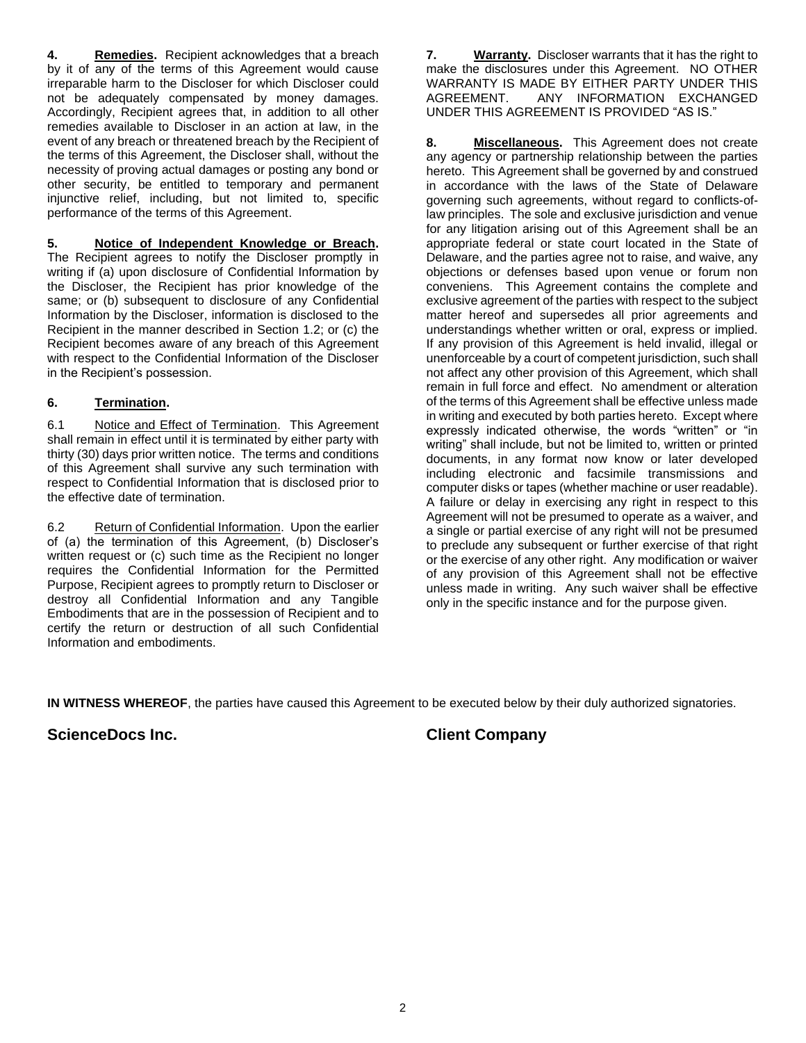**4. Remedies.** Recipient acknowledges that a breach by it of any of the terms of this Agreement would cause irreparable harm to the Discloser for which Discloser could not be adequately compensated by money damages. Accordingly, Recipient agrees that, in addition to all other remedies available to Discloser in an action at law, in the event of any breach or threatened breach by the Recipient of the terms of this Agreement, the Discloser shall, without the necessity of proving actual damages or posting any bond or other security, be entitled to temporary and permanent injunctive relief, including, but not limited to, specific performance of the terms of this Agreement.

**5. Notice of Independent Knowledge or Breach.** The Recipient agrees to notify the Discloser promptly in writing if (a) upon disclosure of Confidential Information by the Discloser, the Recipient has prior knowledge of the same; or (b) subsequent to disclosure of any Confidential Information by the Discloser, information is disclosed to the Recipient in the manner described in Section 1.2; or (c) the Recipient becomes aware of any breach of this Agreement with respect to the Confidential Information of the Discloser in the Recipient's possession.

**6. Termination.**

6.1 Notice and Effect of Termination. This Agreement shall remain in effect until it is terminated by either party with thirty (30) days prior written notice. The terms and conditions of this Agreement shall survive any such termination with respect to Confidential Information that is disclosed prior to the effective date of termination.

6.2 Return of Confidential Information. Upon the earlier of (a) the termination of this Agreement, (b) Discloser's written request or (c) such time as the Recipient no longer requires the Confidential Information for the Permitted Purpose, Recipient agrees to promptly return to Discloser or destroy all Confidential Information and any Tangible Embodiments that are in the possession of Recipient and to certify the return or destruction of all such Confidential Information and embodiments.

**7. Warranty.** Discloser warrants that it has the right to make the disclosures under this Agreement. NO OTHER WARRANTY IS MADE BY EITHER PARTY UNDER THIS AGREEMENT. ANY INFORMATION EXCHANGED UNDER THIS AGREEMENT IS PROVIDED "AS IS."

**8. Miscellaneous.** This Agreement does not create any agency or partnership relationship between the parties hereto. This Agreement shall be governed by and construed in accordance with the laws of the State of Delaware governing such agreements, without regard to conflicts-of-law principles. The sole and exclusive jurisdiction and venue for any litigation arising out of this Agreement shall be an appropriate federal or state court located in the State of Delaware, and the parties agree not to raise, and waive, any objections or defenses based upon venue or forum non conveniens. This Agreement contains the complete and exclusive agreement of the parties with respect to the subject matter hereof and supersedes all prior agreements and understandings whether written or oral, express or implied. If any provision of this Agreement is held invalid, illegal or unenforceable by a court of competent jurisdiction, such shall not affect any other provision of this Agreement, which shall remain in full force and effect. No amendment or alteration of the terms of this Agreement shall be effective unless made in writing and executed by both parties hereto. Except where expressly indicated otherwise, the words "written" or "in writing" shall include, but not be limited to, written or printed documents, in any format now know or later developed including electronic and facsimile transmissions and computer disks or tapes (whether machine or user readable). A failure or delay in exercising any right in respect to this Agreement will not be presumed to operate as a waiver, and a single or partial exercise of any right will not be presumed to preclude any subsequent or further exercise of that right or the exercise of any other right. Any modification or waiver of any provision of this Agreement shall not be effective unless made in writing. Any such waiver shall be effective only in the specific instance and for the purpose given.

**IN WITNESS WHEREOF**, the parties have caused this Agreement to be executed below by their duly authorized signatories.

**ScienceDocs Inc.**

**Client Company**